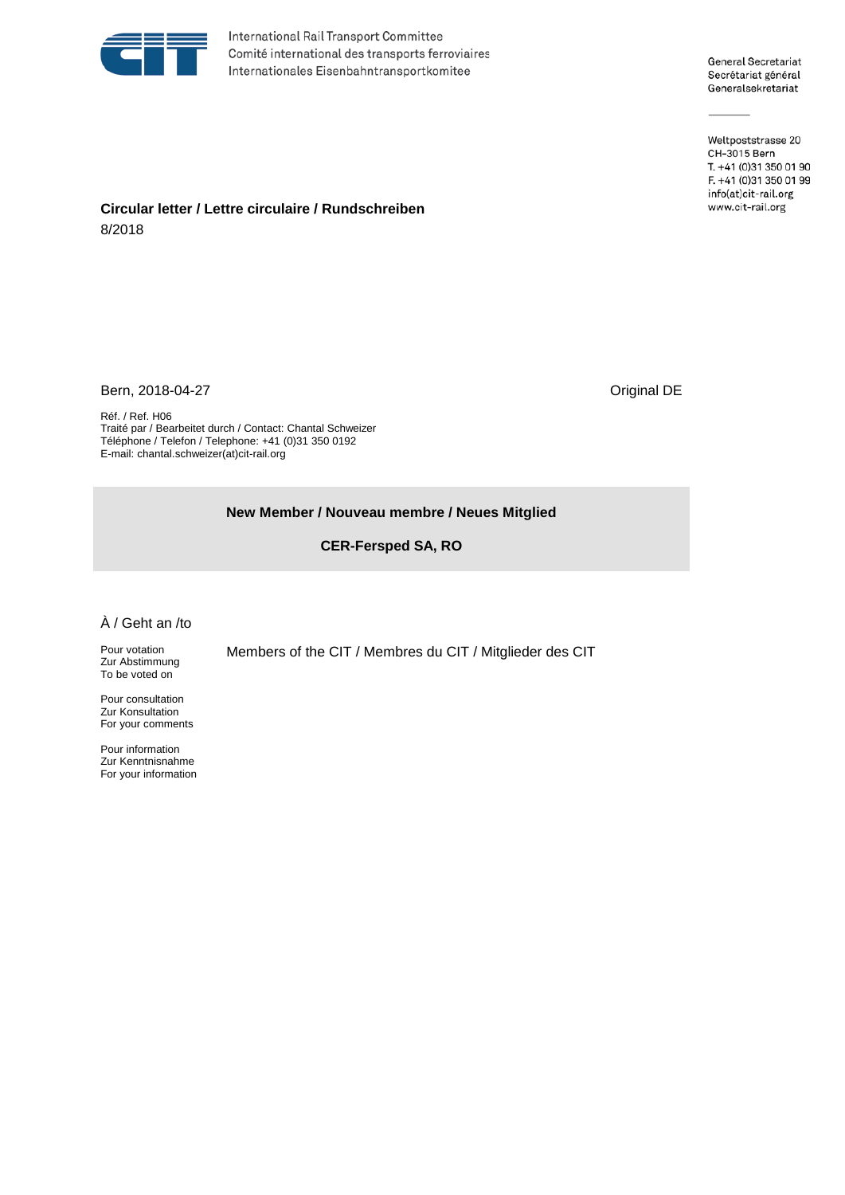International Rail Transport Committee
Comité international des transports ferroviaires
Internationales Eisenbahntransportkomitee

General Secretariat
Secrétariat général
Generalsekretariat

Weltpoststrasse 20
CH-3015 Bern
T. +41 (0)31 350 01 90
F. +41 (0)31 350 01 99
info(at)cit-rail.org
www.cit-rail.org

**Circular letter / Lettre circulaire / Rundschreiben**
8/2018

Bern, 2018-04-27

Original DE

Réf. / Ref. H06
Traité par / Bearbeitet durch / Contact: Chantal Schweizer
Téléphone / Telefon / Telephone: +41 (0)31 350 0192
E-mail: chantal.schweizer(at)cit-rail.org

**New Member / Nouveau membre / Neues Mitglied**

**CER-Fersped SA, RO**

À / Geht an /to

Members of the CIT / Membres du CIT / Mitglieder des CIT

Pour votation
Zur Abstimmung
To be voted on

Pour consultation
Zur Konsultation
For your comments

Pour information
Zur Kenntnisnahme
For your information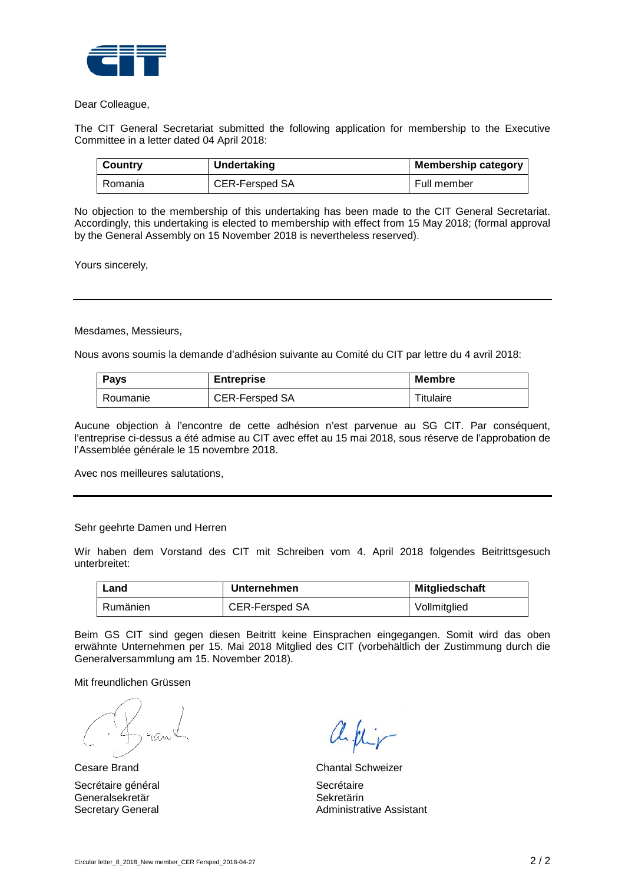Dear Colleague,

The CIT General Secretariat submitted the following application for membership to the Executive Committee in a letter dated 04 April 2018:

| Country | Undertaking | Membership category |
|---|---|---|
| Romania | CER-Fersped SA | Full member |

No objection to the membership of this undertaking has been made to the CIT General Secretariat. Accordingly, this undertaking is elected to membership with effect from 15 May 2018; (formal approval by the General Assembly on 15 November 2018 is nevertheless reserved).

Yours sincerely,

---

Mesdames, Messieurs,

Nous avons soumis la demande d'adhésion suivante au Comité du CIT par lettre du 4 avril 2018:

| Pays | Entreprise | Membre |
|---|---|---|
| Roumanie | CER-Fersped SA | Titulaire |

Aucune objection à l'encontre de cette adhésion n'est parvenue au SG CIT. Par conséquent, l'entreprise ci-dessus a été admise au CIT avec effet au 15 mai 2018, sous réserve de l'approbation de l'Assemblée générale le 15 novembre 2018.

Avec nos meilleures salutations,

---

Sehr geehrte Damen und Herren

Wir haben dem Vorstand des CIT mit Schreiben vom 4. April 2018 folgendes Beitrittsgesuch unterbreitet:

| Land | Unternehmen | Mitgliedschaft |
|---|---|---|
| Rumänien | CER-Fersped SA | Vollmitglied |

Beim GS CIT sind gegen diesen Beitritt keine Einsprachen eingegangen. Somit wird das oben erwähnte Unternehmen per 15. Mai 2018 Mitglied des CIT (vorbehältlich der Zustimmung durch die Generalversammlung am 15. November 2018).

Mit freundlichen Grüssen

Cesare Brand
Secrétaire général
Generalsekretär
Secretary General

Chantal Schweizer
Secrétaire
Sekretärin
Administrative Assistant

Circular letter_8_2018_New member_CER Fersped_2018-04-27